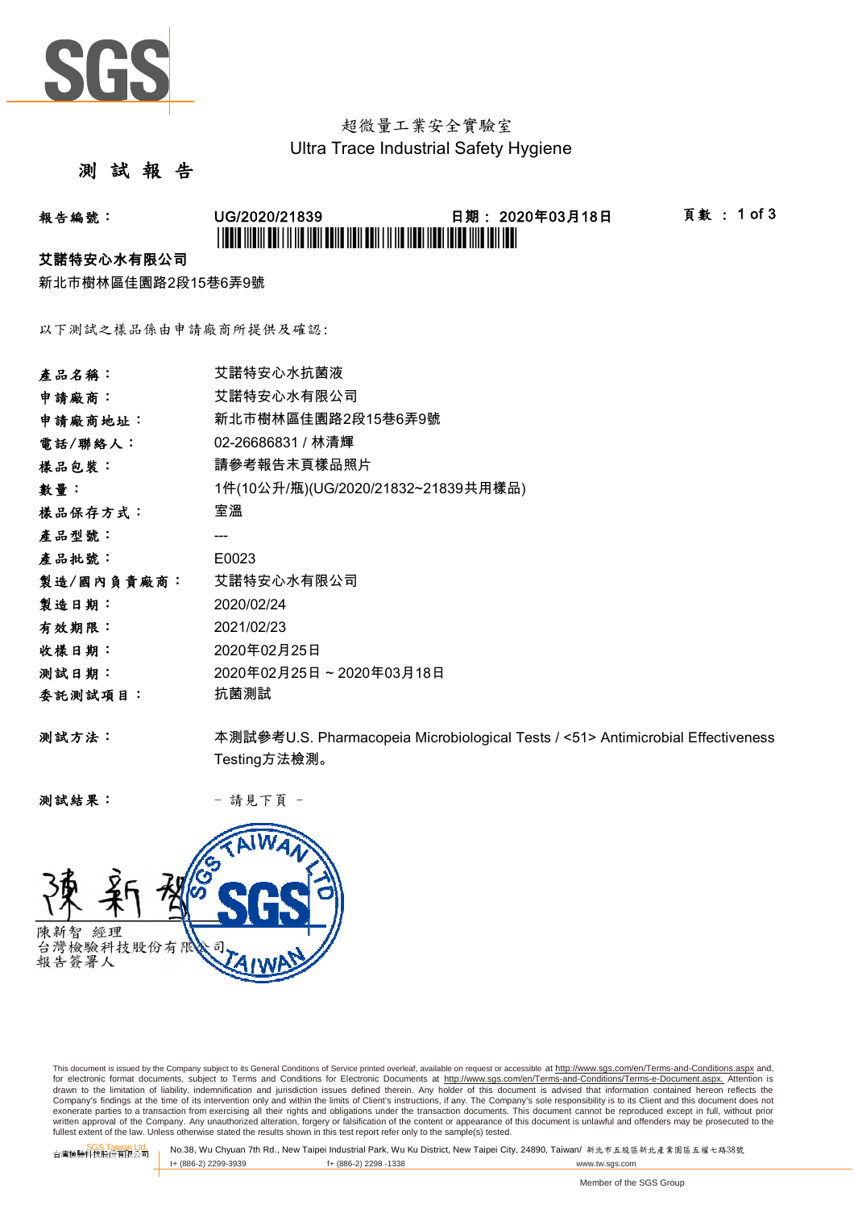超微量工業安全實驗室

Ultra Trace Industrial Safety Hygiene

# 測 試 報 告

**報告編號：** UG/2020/21839 **日期：** 2020年03月18日 **頁數 ：** 1 of 3

**艾諾特安心水有限公司**

新北市樹林區佳園路2段15巷6弄9號

以下測試之樣品係由申請廠商所提供及確認：

| | |
|---|---|
| **產品名稱：** | 艾諾特安心水抗菌液 |
| **申請廠商：** | 艾諾特安心水有限公司 |
| **申請廠商地址：** | 新北市樹林區佳園路2段15巷6弄9號 |
| **電話/聯絡人：** | 02-26686831 / 林清輝 |
| **樣品包裝：** | 請參考報告末頁樣品照片 |
| **數量：** | 1件(10公升/瓶)(UG/2020/21832~21839共用樣品) |
| **樣品保存方式：** | 室溫 |
| **產品型號：** | --- |
| **產品批號：** | E0023 |
| **製造/國內負責廠商：** | 艾諾特安心水有限公司 |
| **製造日期：** | 2020/02/24 |
| **有效期限：** | 2021/02/23 |
| **收樣日期：** | 2020年02月25日 |
| **測試日期：** | 2020年02月25日 ~ 2020年03月18日 |
| **委託測試項目：** | 抗菌測試 |

**測試方法：** 本測試參考U.S. Pharmacopeia Microbiological Tests / <51> Antimicrobial Effectiveness Testing方法檢測。

**測試結果：** － 請見下頁 －

陳新智 經理
台灣檢驗科技股份有限公司
報告簽署人

This document is issued by the Company subject to its General Conditions of Service printed overleaf, available on request or accessible at http://www.sgs.com/en/Terms-and-Conditions.aspx and, for electronic format documents, subject to Terms and Conditions for Electronic Documents at http://www.sgs.com/en/Terms-and-Conditions/Terms-e-Document.aspx. Attention is drawn to the limitation of liability, indemnification and jurisdiction issues defined therein. Any holder of this document is advised that information contained hereon reflects the Company's findings at the time of its intervention only and within the limits of Client's instructions, if any. The Company's sole responsibility is to its Client and this document does not exonerate parties to a transaction from exercising all their rights and obligations under the transaction documents. This document cannot be reproduced except in full, without prior written approval of the Company. Any unauthorized alteration, forgery or falsification of the content or appearance of this document is unlawful and offenders may be prosecuted to the fullest extent of the law. Unless otherwise stated the results shown in this test report refer only to the sample(s) tested.

SGS Taiwan Ltd. 台灣檢驗科技股份有限公司 | No.38, Wu Chyuan 7th Rd., New Taipei Industrial Park, Wu Ku District, New Taipei City, 24890, Taiwan/ 新北市五股區新北產業園區五權七路38號 | t+ (886-2) 2299-3939 f+ (886-2) 2298 -1338 www.tw.sgs.com

Member of the SGS Group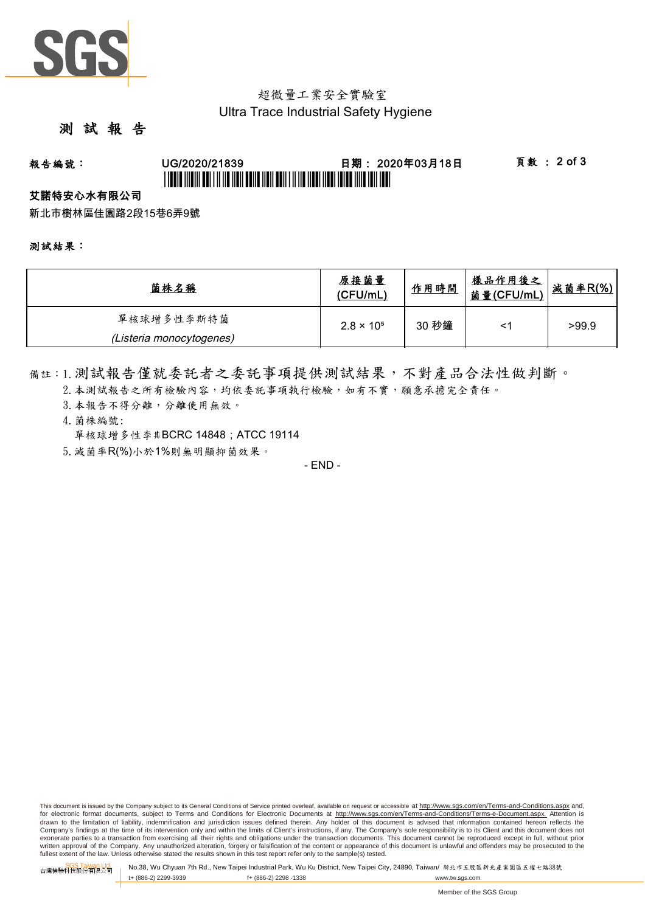超微量工業安全實驗室
Ultra Trace Industrial Safety Hygiene

# 測 試 報 告

**報告編號：** UG/2020/21839　　**日期：** 2020年03月18日　　**頁數 ：** 2 of 3

**艾諾特安心水有限公司**

新北市樹林區佳園路2段15巷6弄9號

**測試結果：**

| 菌株名稱 | 原接菌量 (CFU/mL) | 作用時間 | 樣品作用後之菌量(CFU/mL) | 減菌率R(%) |
|---|---|---|---|---|
| 單核球增多性李斯特菌 *(Listeria monocytogenes)* | $2.8 \times 10^5$ | 30 秒鐘 | <1 | >99.9 |

備註：1. 測試報告僅就委託者之委託事項提供測試結果，不對產品合法性做判斷。
2. 本測試報告之所有檢驗內容，均依委託事項執行檢驗，如有不實，願意承擔完全責任。
3. 本報告不得分離，分離使用無效。
4. 菌株編號:
單核球增多性李斯BCRC 14848；ATCC 19114
5. 減菌率R(%)小於1%則無明顯抑菌效果。

- END -

This document is issued by the Company subject to its General Conditions of Service printed overleaf, available on request or accessible at http://www.sgs.com/en/Terms-and-Conditions.aspx and, for electronic format documents, subject to Terms and Conditions for Electronic Documents at http://www.sgs.com/en/Terms-and-Conditions/Terms-e-Document.aspx. Attention is drawn to the limitation of liability, indemnification and jurisdiction issues defined therein. Any holder of this document is advised that information contained hereon reflects the Company's findings at the time of its intervention only and within the limits of Client's instructions, if any. The Company's sole responsibility is to its Client and this document does not exonerate parties to a transaction from exercising all their rights and obligations under the transaction documents. This document cannot be reproduced except in full, without prior written approval of the Company. Any unauthorized alteration, forgery or falsification of the content or appearance of this document is unlawful and offenders may be prosecuted to the fullest extent of the law. Unless otherwise stated the results shown in this test report refer only to the sample(s) tested.

SGS Taiwan Ltd. 台灣檢驗科技股份有限公司 | No.38, Wu Chyuan 7th Rd., New Taipei Industrial Park, Wu Ku District, New Taipei City, 24890, Taiwan/ 新北市五股區新北產業園區五權七路38號
t+ (886-2) 2299-3939　f+ (886-2) 2298 -1338　www.tw.sgs.com

Member of the SGS Group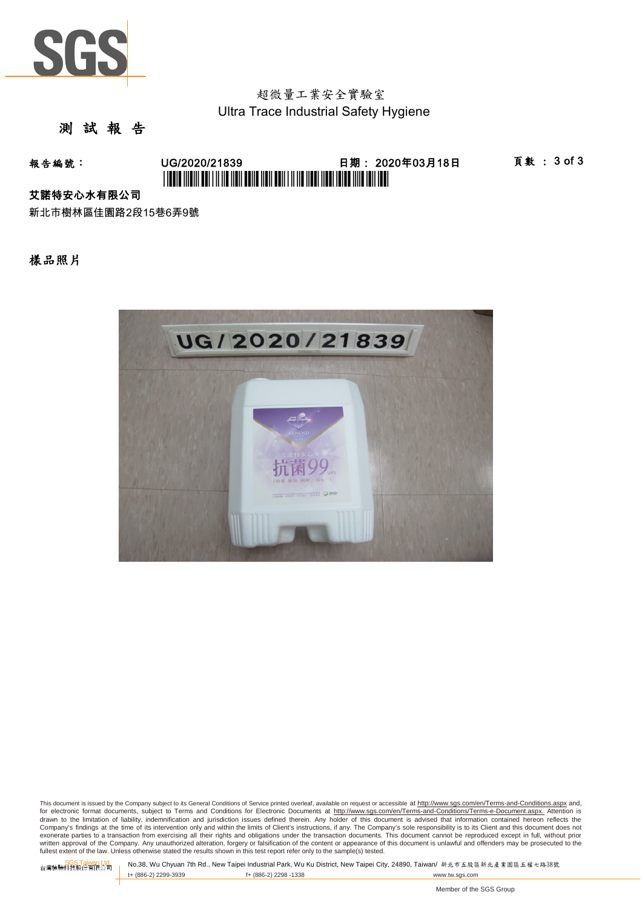超微量工業安全實驗室
Ultra Trace Industrial Safety Hygiene

# 測 試 報 告

報告編號： UG/2020/21839 日期： 2020年03月18日

**艾諾特安心水有限公司**

新北市樹林區佳園路2段15巷6弄9號

## 樣品照片

This document is issued by the Company subject to its General Conditions of Service printed overleaf, available on request or accessible at http://www.sgs.com/en/Terms-and-Conditions.aspx and, for electronic format documents, subject to Terms and Conditions for Electronic Documents at http://www.sgs.com/en/Terms-and-Conditions/Terms-e-Document.aspx. Attention is drawn to the limitation of liability, indemnification and jurisdiction issues defined therein. Any holder of this document is advised that information contained hereon reflects the Company's findings at the time of its intervention only and within the limits of Client's instructions, if any. The Company's sole responsibility is to its Client and this document does not exonerate parties to a transaction from exercising all their rights and obligations under the transaction documents. This document cannot be reproduced except in full, without prior written approval of the Company. Any unauthorized alteration, forgery or falsification of the content or appearance of this document is unlawful and offenders may be prosecuted to the fullest extent of the law. Unless otherwise stated the results shown in this test report refer only to the sample(s) tested.

SGS Taiwan Ltd. 台灣檢驗科技股份有限公司 No.38, Wu Chyuan 7th Rd., New Taipei Industrial Park, Wu Ku District, New Taipei City, 24890, Taiwan/ 新北市五股區新北產業園區五權七路38號
t+ (886-2) 2299-3939 f+ (886-2) 2298 -1338 www.tw.sgs.com

Member of the SGS Group